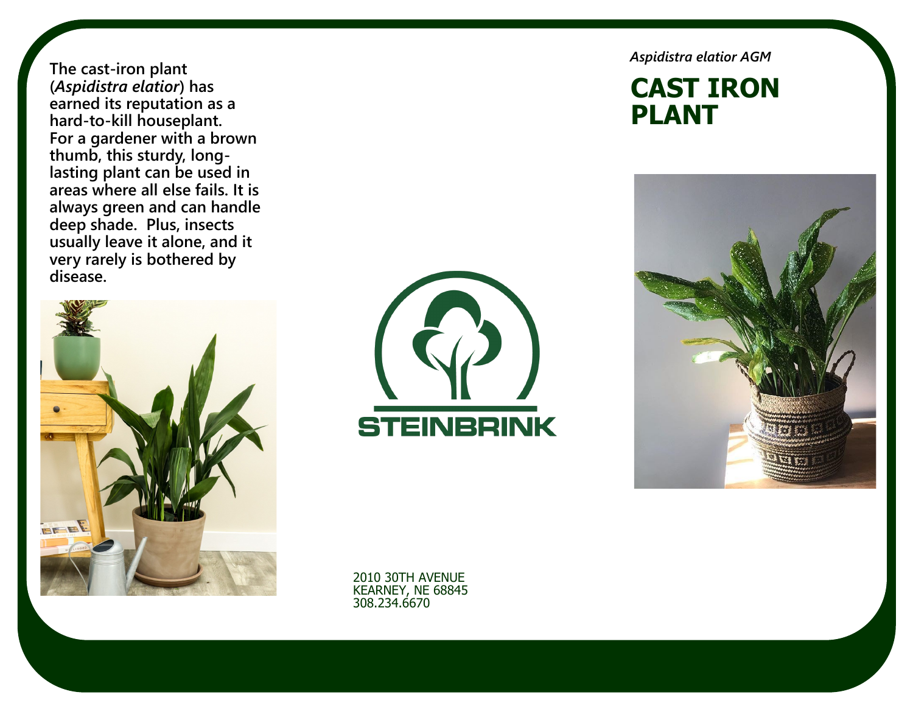*Aspidistra elatior AGM*

# CAST IRON PLANT

**The cast-iron plant (*Aspidistra elatior*) has earned its reputation as a hard-to-kill houseplant. For a gardener with a brown thumb, this sturdy, long-lasting plant can be used in areas where all else fails. It is always green and can handle deep shade. Plus, insects usually leave it alone, and it very rarely is bothered by disease.**

STEINBRINK

2010 30TH AVENUE
KEARNEY, NE 68845
308.234.6670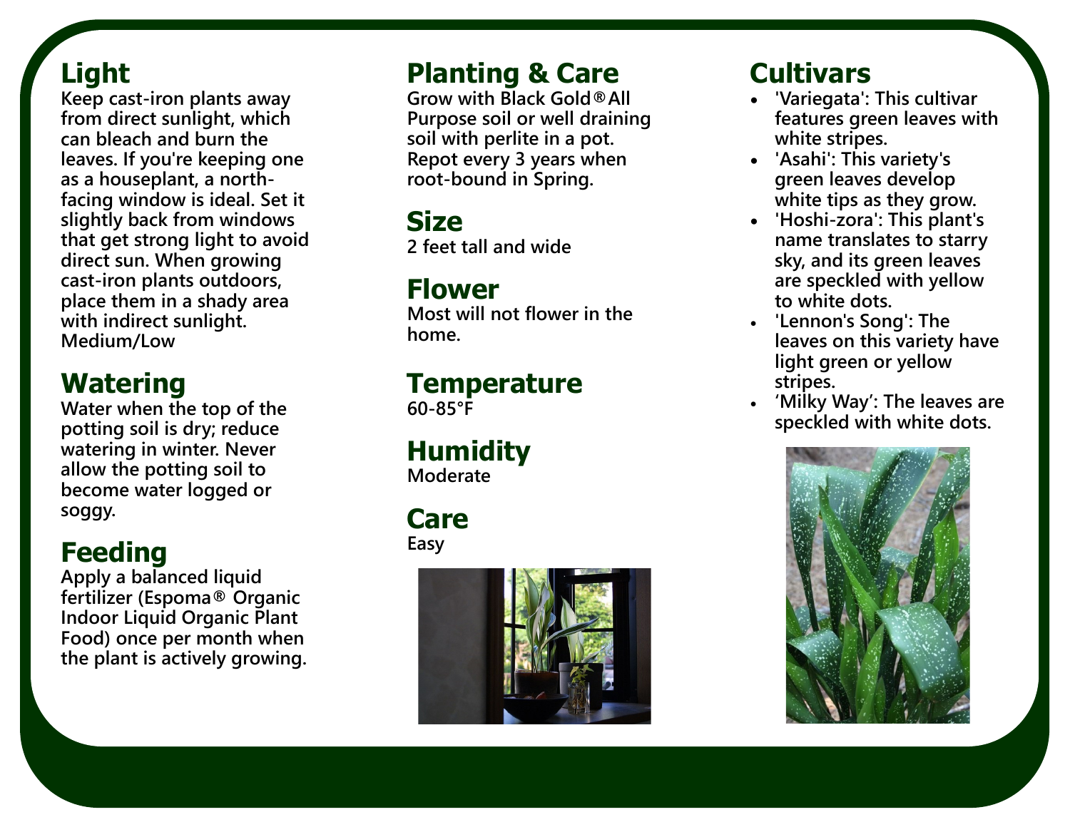## Light

Keep cast-iron plants away from direct sunlight, which can bleach and burn the leaves. If you're keeping one as a houseplant, a north-facing window is ideal. Set it slightly back from windows that get strong light to avoid direct sun. When growing cast-iron plants outdoors, place them in a shady area with indirect sunlight. Medium/Low

## Watering

Water when the top of the potting soil is dry; reduce watering in winter. Never allow the potting soil to become water logged or soggy.

## Feeding

Apply a balanced liquid fertilizer (Espoma® Organic Indoor Liquid Organic Plant Food) once per month when the plant is actively growing.

## Planting & Care

Grow with Black Gold® All Purpose soil or well draining soil with perlite in a pot. Repot every 3 years when root-bound in Spring.

## Size

2 feet tall and wide

## Flower

Most will not flower in the home.

## Temperature

60-85°F

## Humidity

Moderate

## Care

Easy

## Cultivars

- 'Variegata': This cultivar features green leaves with white stripes.
- 'Asahi': This variety's green leaves develop white tips as they grow.
- 'Hoshi-zora': This plant's name translates to starry sky, and its green leaves are speckled with yellow to white dots.
- 'Lennon's Song': The leaves on this variety have light green or yellow stripes.
- 'Milky Way': The leaves are speckled with white dots.